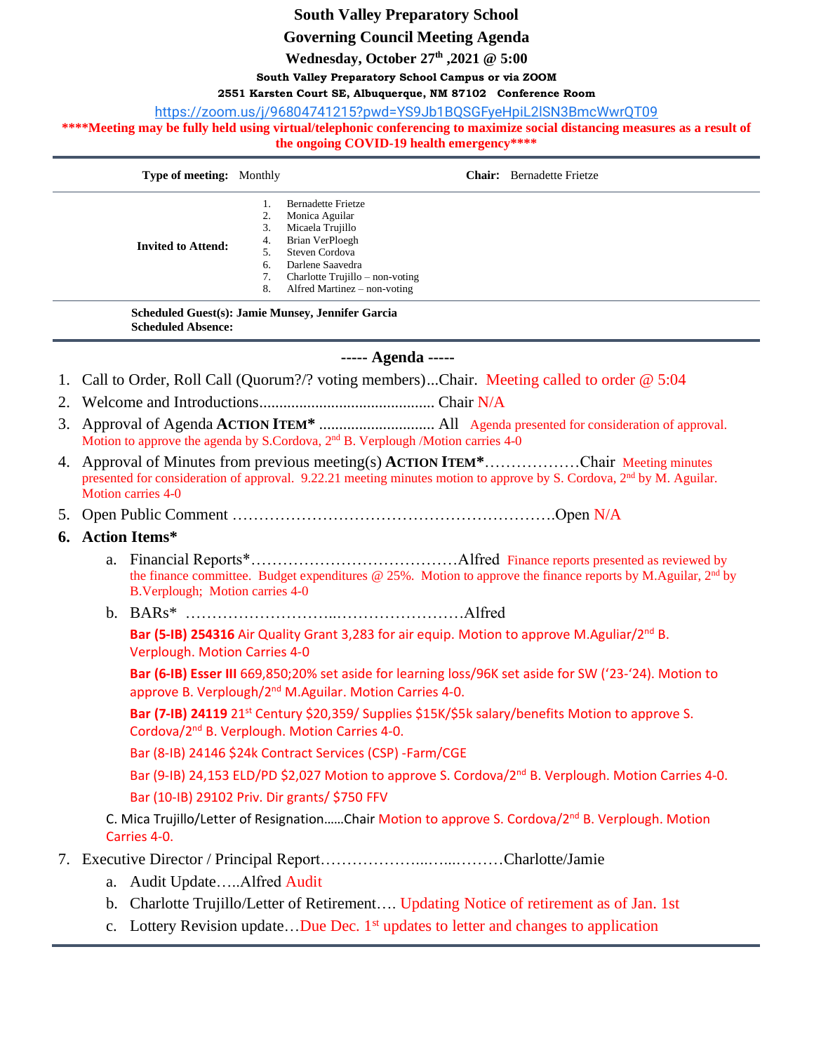# South Valley Preparatory School

## Governing Council Meeting Agenda

**Wednesday, October 27th ,2021 @ 5:00**

**South Valley Preparatory School Campus or via ZOOM**

**2551 Karsten Court SE, Albuquerque, NM 87102 Conference Room**

https://zoom.us/j/96804741215?pwd=YS9Jb1BQSGFyeHpiL2lSN3BmcWwrQT09

**\*\*\*\*Meeting may be fully held using virtual/telephonic conferencing to maximize social distancing measures as a result of the ongoing COVID-19 health emergency\*\*\*\***

| **Type of meeting:** Monthly | **Chair:** Bernadette Frietze |
|---|---|
| **Invited to Attend:** | 1. Bernadette Frietze<br>2. Monica Aguilar<br>3. Micaela Trujillo<br>4. Brian VerPloegh<br>5. Steven Cordova<br>6. Darlene Saavedra<br>7. Charlotte Trujillo – non-voting<br>8. Alfred Martinez – non-voting |

**Scheduled Guest(s): Jamie Munsey, Jennifer Garcia**
**Scheduled Absence:**

## ----- Agenda -----

1. Call to Order, Roll Call (Quorum?/? voting members)...Chair. Meeting called to order @ 5:04
2. Welcome and Introductions............................................ Chair N/A
3. Approval of Agenda **ACTION ITEM\*** ............................. All Agenda presented for consideration of approval. Motion to approve the agenda by S.Cordova, 2nd B. Verplough /Motion carries 4-0
4. Approval of Minutes from previous meeting(s) **ACTION ITEM\***………………Chair Meeting minutes presented for consideration of approval. 9.22.21 meeting minutes motion to approve by S. Cordova, 2nd by M. Aguilar. Motion carries 4-0
5. Open Public Comment ……………………………………………………Open N/A
6. **Action Items\***
   a. Financial Reports\*…………………………………Alfred Finance reports presented as reviewed by the finance committee. Budget expenditures @ 25%. Motion to approve the finance reports by M.Aguilar, 2nd by B.Verplough; Motion carries 4-0
   b. BARs\* ……………………...……………………Alfred

      **Bar (5-IB) 254316** Air Quality Grant 3,283 for air equip. Motion to approve M.Aguliar/2nd B. Verplough. Motion Carries 4-0

      **Bar (6-IB) Esser III** 669,850;20% set aside for learning loss/96K set aside for SW ('23-'24). Motion to approve B. Verplough/2nd M.Aguilar. Motion Carries 4-0.

      **Bar (7-IB) 24119** 21st Century $20,359/ Supplies $15K/$5k salary/benefits Motion to approve S. Cordova/2nd B. Verplough. Motion Carries 4-0.

      Bar (8-IB) 24146 $24k Contract Services (CSP) -Farm/CGE

      Bar (9-IB) 24,153 ELD/PD $2,027 Motion to approve S. Cordova/2nd B. Verplough. Motion Carries 4-0.

      Bar (10-IB) 29102 Priv. Dir grants/ $750 FFV

   C. Mica Trujillo/Letter of Resignation……Chair Motion to approve S. Cordova/2nd B. Verplough. Motion Carries 4-0.
7. Executive Director / Principal Report………………..…...………Charlotte/Jamie
   a. Audit Update…..Alfred Audit
   b. Charlotte Trujillo/Letter of Retirement…. Updating Notice of retirement as of Jan. 1st
   c. Lottery Revision update…Due Dec. 1st updates to letter and changes to application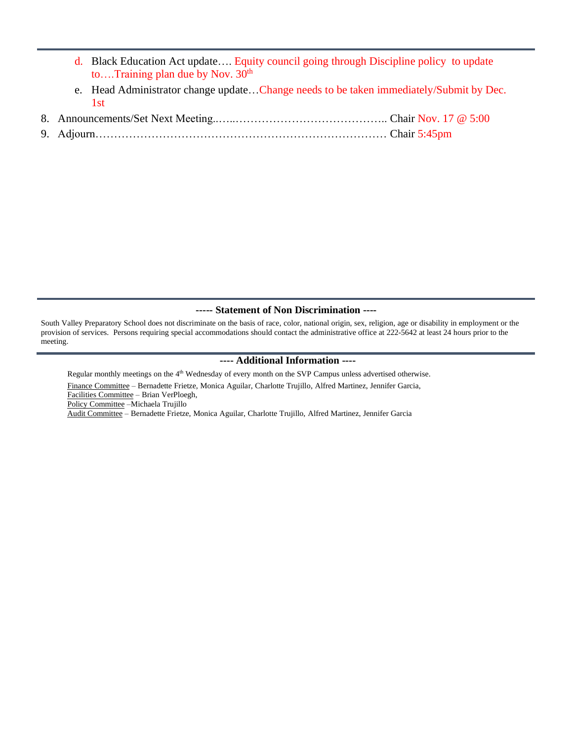d. Black Education Act update…. Equity council going through Discipline policy to update to….Training plan due by Nov. 30th

e. Head Administrator change update…Change needs to be taken immediately/Submit by Dec. 1st

8. Announcements/Set Next Meeting..…..………………………………….. Chair Nov. 17 @ 5:00
9. Adjourn…………………………………………………………………… Chair 5:45pm

**----- Statement of Non Discrimination ----**

South Valley Preparatory School does not discriminate on the basis of race, color, national origin, sex, religion, age or disability in employment or the provision of services. Persons requiring special accommodations should contact the administrative office at 222-5642 at least 24 hours prior to the meeting.

**---- Additional Information ----**

Regular monthly meetings on the 4th Wednesday of every month on the SVP Campus unless advertised otherwise.

Finance Committee – Bernadette Frietze, Monica Aguilar, Charlotte Trujillo, Alfred Martinez, Jennifer Garcia,
Facilities Committee – Brian VerPloegh,
Policy Committee –Michaela Trujillo
Audit Committee – Bernadette Frietze, Monica Aguilar, Charlotte Trujillo, Alfred Martinez, Jennifer Garcia